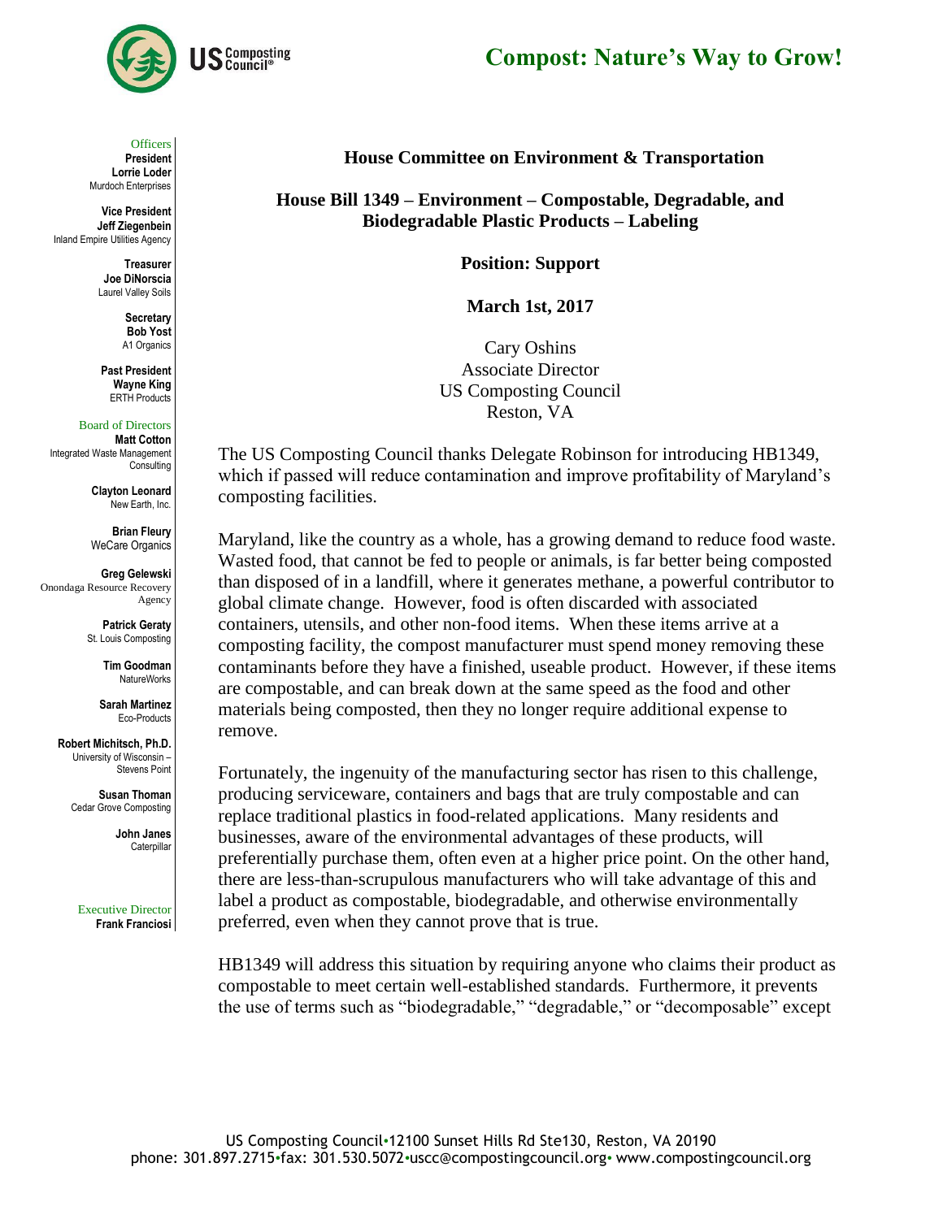**Compost: Nature's Way to Grow!**

Officers
**President**
**Lorrie Loder**
Murdoch Enterprises

**Vice President**
**Jeff Ziegenbein**
Inland Empire Utilities Agency

**Treasurer**
**Joe DiNorscia**
Laurel Valley Soils

**Secretary**
**Bob Yost**
A1 Organics

**Past President**
**Wayne King**
ERTH Products

Board of Directors
**Matt Cotton**
Integrated Waste Management Consulting

**Clayton Leonard**
New Earth, Inc.

**Brian Fleury**
WeCare Organics

**Greg Gelewski**
Onondaga Resource Recovery Agency

**Patrick Geraty**
St. Louis Composting

**Tim Goodman**
NatureWorks

**Sarah Martinez**
Eco-Products

**Robert Michitsch, Ph.D.**
University of Wisconsin – Stevens Point

**Susan Thoman**
Cedar Grove Composting

**John Janes**
Caterpillar

Executive Director
**Frank Franciosi**

**House Committee on Environment & Transportation**

**House Bill 1349 – Environment – Compostable, Degradable, and Biodegradable Plastic Products – Labeling**

**Position: Support**

**March 1st, 2017**

Cary Oshins
Associate Director
US Composting Council
Reston, VA

The US Composting Council thanks Delegate Robinson for introducing HB1349, which if passed will reduce contamination and improve profitability of Maryland's composting facilities.

Maryland, like the country as a whole, has a growing demand to reduce food waste. Wasted food, that cannot be fed to people or animals, is far better being composted than disposed of in a landfill, where it generates methane, a powerful contributor to global climate change. However, food is often discarded with associated containers, utensils, and other non-food items. When these items arrive at a composting facility, the compost manufacturer must spend money removing these contaminants before they have a finished, useable product. However, if these items are compostable, and can break down at the same speed as the food and other materials being composted, then they no longer require additional expense to remove.

Fortunately, the ingenuity of the manufacturing sector has risen to this challenge, producing serviceware, containers and bags that are truly compostable and can replace traditional plastics in food-related applications. Many residents and businesses, aware of the environmental advantages of these products, will preferentially purchase them, often even at a higher price point. On the other hand, there are less-than-scrupulous manufacturers who will take advantage of this and label a product as compostable, biodegradable, and otherwise environmentally preferred, even when they cannot prove that is true.

HB1349 will address this situation by requiring anyone who claims their product as compostable to meet certain well-established standards. Furthermore, it prevents the use of terms such as "biodegradable," "degradable," or "decomposable" except

US Composting Council•12100 Sunset Hills Rd Ste130, Reston, VA 20190
phone: 301.897.2715•fax: 301.530.5072•uscc@compostingcouncil.org• www.compostingcouncil.org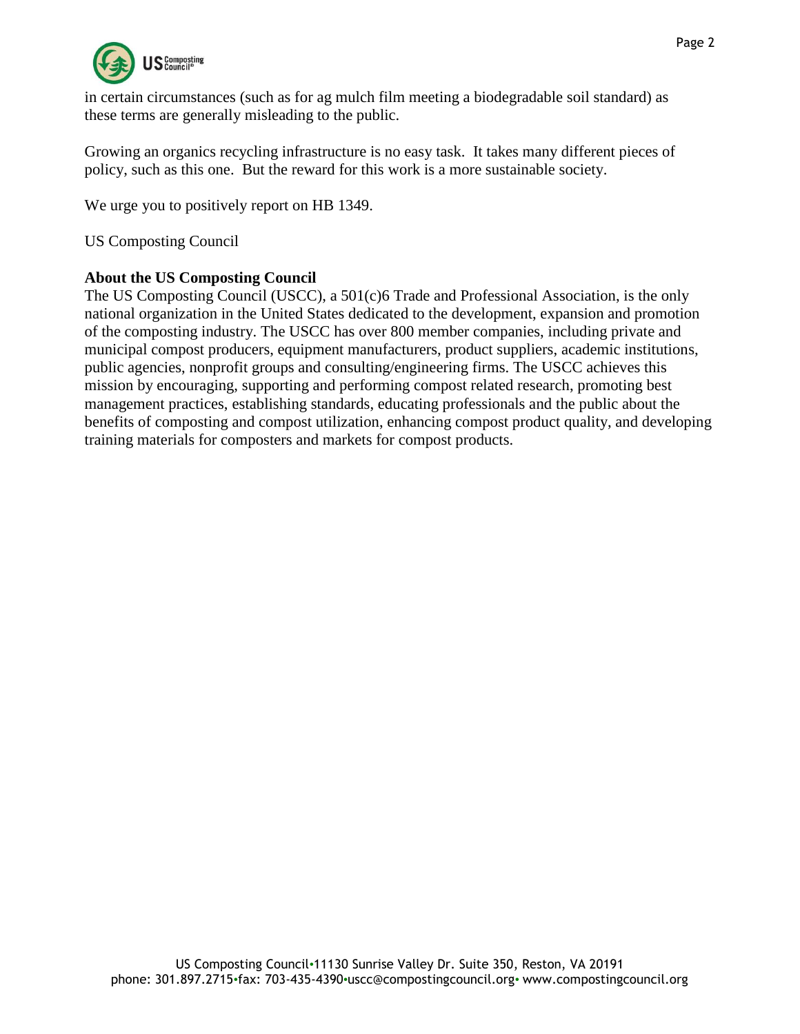in certain circumstances (such as for ag mulch film meeting a biodegradable soil standard) as these terms are generally misleading to the public.

Growing an organics recycling infrastructure is no easy task. It takes many different pieces of policy, such as this one. But the reward for this work is a more sustainable society.

We urge you to positively report on HB 1349.

US Composting Council

**About the US Composting Council**

The US Composting Council (USCC), a 501(c)6 Trade and Professional Association, is the only national organization in the United States dedicated to the development, expansion and promotion of the composting industry. The USCC has over 800 member companies, including private and municipal compost producers, equipment manufacturers, product suppliers, academic institutions, public agencies, nonprofit groups and consulting/engineering firms. The USCC achieves this mission by encouraging, supporting and performing compost related research, promoting best management practices, establishing standards, educating professionals and the public about the benefits of composting and compost utilization, enhancing compost product quality, and developing training materials for composters and markets for compost products.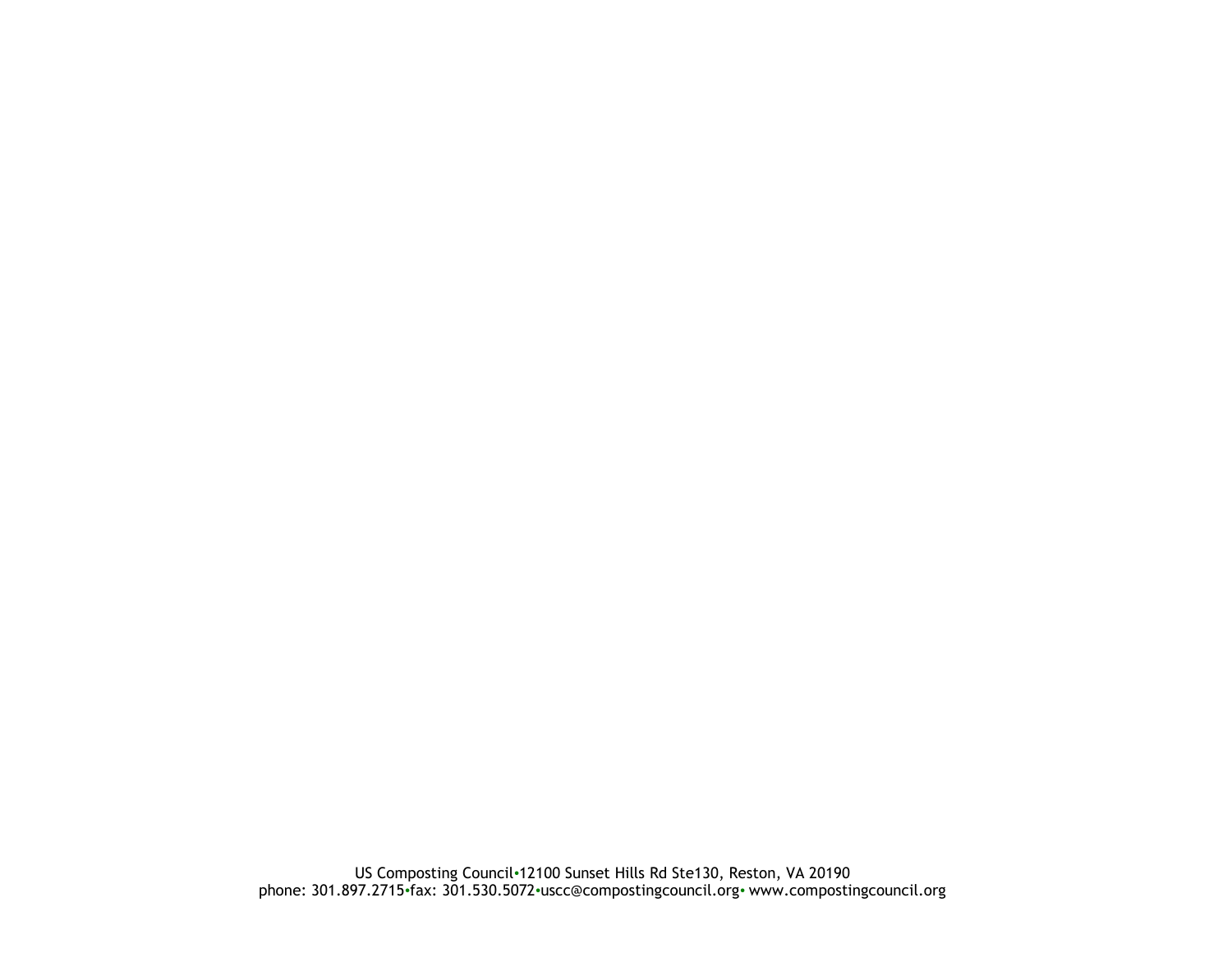US Composting Council•12100 Sunset Hills Rd Ste130, Reston, VA 20190
phone: 301.897.2715•fax: 301.530.5072•uscc@compostingcouncil.org• www.compostingcouncil.org